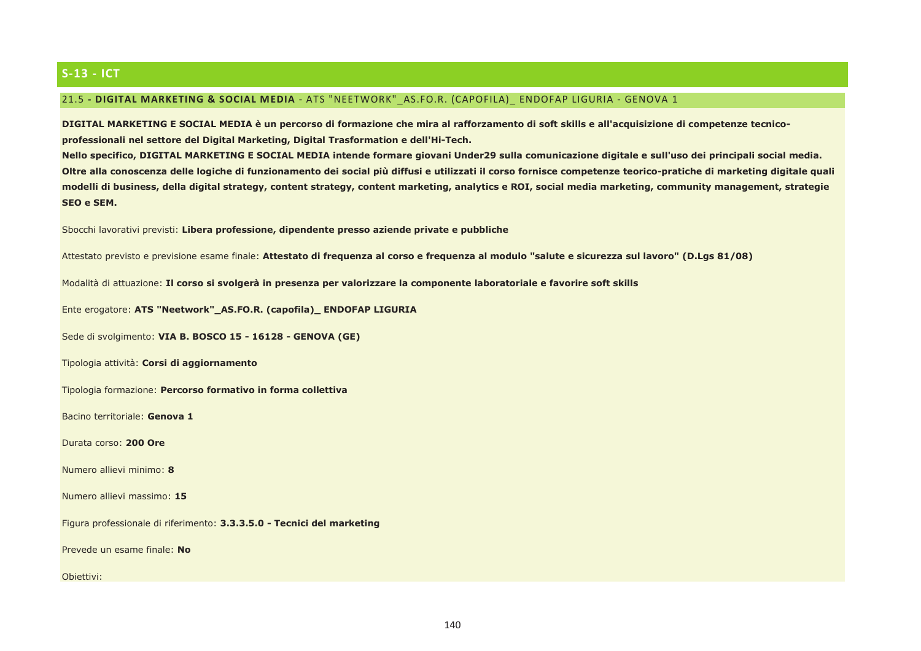## S-13 - ICT

### 21.5 - **DIGITAL MARKETING & SOCIAL MEDIA** - ATS "NEETWORK"_AS.FO.R. (CAPOFILA)_ ENDOFAP LIGURIA - GENOVA 1

**DIGITAL MARKETING E SOCIAL MEDIA è un percorso di formazione che mira al rafforzamento di soft skills e all'acquisizione di competenze tecnico-professionali nel settore del Digital Marketing, Digital Trasformation e dell'Hi-Tech.**
**Nello specifico, DIGITAL MARKETING E SOCIAL MEDIA intende formare giovani Under29 sulla comunicazione digitale e sull'uso dei principali social media. Oltre alla conoscenza delle logiche di funzionamento dei social più diffusi e utilizzati il corso fornisce competenze teorico-pratiche di marketing digitale quali modelli di business, della digital strategy, content strategy, content marketing, analytics e ROI, social media marketing, community management, strategie SEO e SEM.**

Sbocchi lavorativi previsti: **Libera professione, dipendente presso aziende private e pubbliche**

Attestato previsto e previsione esame finale: **Attestato di frequenza al corso e frequenza al modulo "salute e sicurezza sul lavoro" (D.Lgs 81/08)**

Modalità di attuazione: **Il corso si svolgerà in presenza per valorizzare la componente laboratoriale e favorire soft skills**

Ente erogatore: **ATS "Neetwork"_AS.FO.R. (capofila)_ ENDOFAP LIGURIA**

Sede di svolgimento: **VIA B. BOSCO 15 - 16128 - GENOVA (GE)**

Tipologia attività: **Corsi di aggiornamento**

Tipologia formazione: **Percorso formativo in forma collettiva**

Bacino territoriale: **Genova 1**

Durata corso: **200 Ore**

Numero allievi minimo: **8**

Numero allievi massimo: **15**

Figura professionale di riferimento: **3.3.3.5.0 - Tecnici del marketing**

Prevede un esame finale: **No**

Obiettivi: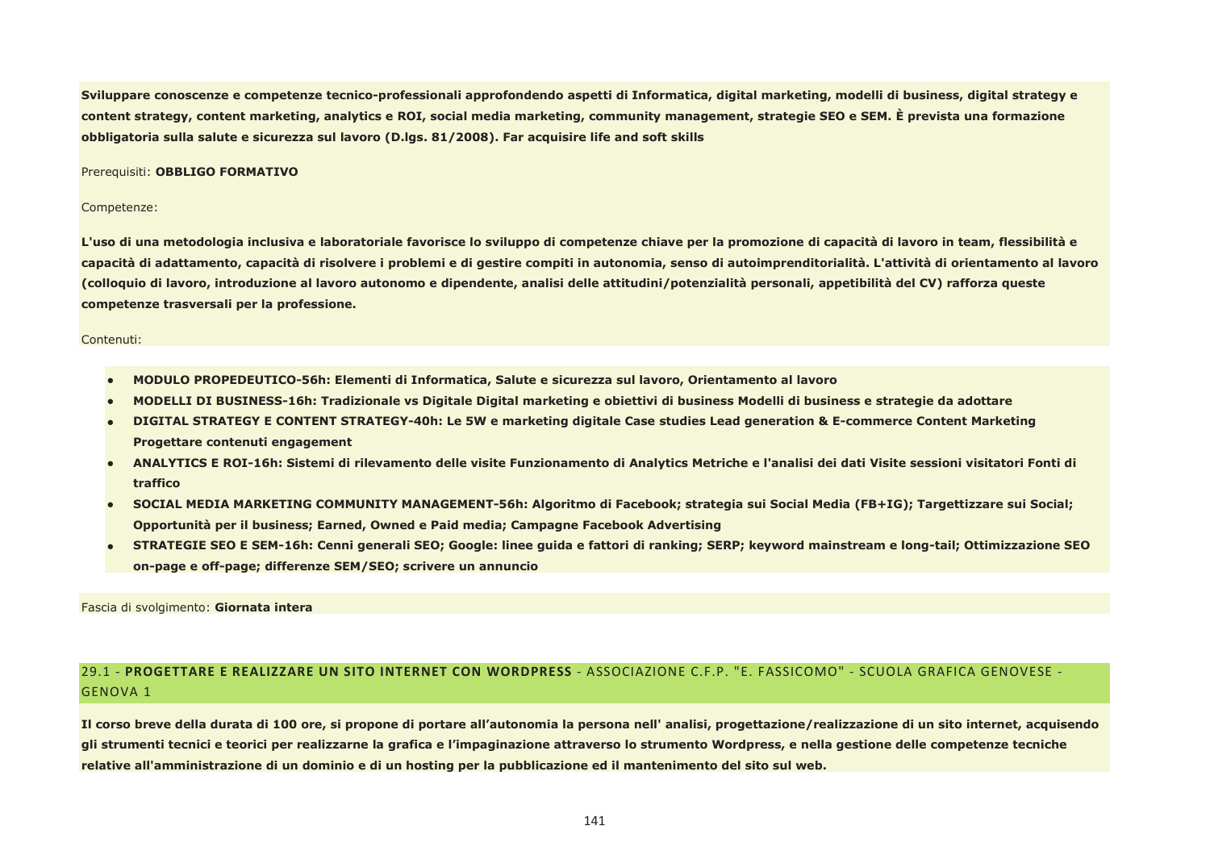**Sviluppare conoscenze e competenze tecnico-professionali approfondendo aspetti di Informatica, digital marketing, modelli di business, digital strategy e content strategy, content marketing, analytics e ROI, social media marketing, community management, strategie SEO e SEM. È prevista una formazione obbligatoria sulla salute e sicurezza sul lavoro (D.lgs. 81/2008). Far acquisire life and soft skills**

Prerequisiti: **OBBLIGO FORMATIVO**

Competenze:

**L'uso di una metodologia inclusiva e laboratoriale favorisce lo sviluppo di competenze chiave per la promozione di capacità di lavoro in team, flessibilità e capacità di adattamento, capacità di risolvere i problemi e di gestire compiti in autonomia, senso di autoimprenditorialità. L'attività di orientamento al lavoro (colloquio di lavoro, introduzione al lavoro autonomo e dipendente, analisi delle attitudini/potenzialità personali, appetibilità del CV) rafforza queste competenze trasversali per la professione.**

Contenuti:

- **MODULO PROPEDEUTICO-56h: Elementi di Informatica, Salute e sicurezza sul lavoro, Orientamento al lavoro**
- **MODELLI DI BUSINESS-16h: Tradizionale vs Digitale Digital marketing e obiettivi di business Modelli di business e strategie da adottare**
- **DIGITAL STRATEGY E CONTENT STRATEGY-40h: Le 5W e marketing digitale Case studies Lead generation & E-commerce Content Marketing Progettare contenuti engagement**
- **ANALYTICS E ROI-16h: Sistemi di rilevamento delle visite Funzionamento di Analytics Metriche e l'analisi dei dati Visite sessioni visitatori Fonti di traffico**
- **SOCIAL MEDIA MARKETING COMMUNITY MANAGEMENT-56h: Algoritmo di Facebook; strategia sui Social Media (FB+IG); Targettizzare sui Social; Opportunità per il business; Earned, Owned e Paid media; Campagne Facebook Advertising**
- **STRATEGIE SEO E SEM-16h: Cenni generali SEO; Google: linee guida e fattori di ranking; SERP; keyword mainstream e long-tail; Ottimizzazione SEO on-page e off-page; differenze SEM/SEO; scrivere un annuncio**

Fascia di svolgimento: **Giornata intera**

## 29.1 - **PROGETTARE E REALIZZARE UN SITO INTERNET CON WORDPRESS** - ASSOCIAZIONE C.F.P. "E. FASSICOMO" - SCUOLA GRAFICA GENOVESE - GENOVA 1

**Il corso breve della durata di 100 ore, si propone di portare all'autonomia la persona nell' analisi, progettazione/realizzazione di un sito internet, acquisendo gli strumenti tecnici e teorici per realizzarne la grafica e l'impaginazione attraverso lo strumento Wordpress, e nella gestione delle competenze tecniche relative all'amministrazione di un dominio e di un hosting per la pubblicazione ed il mantenimento del sito sul web.**